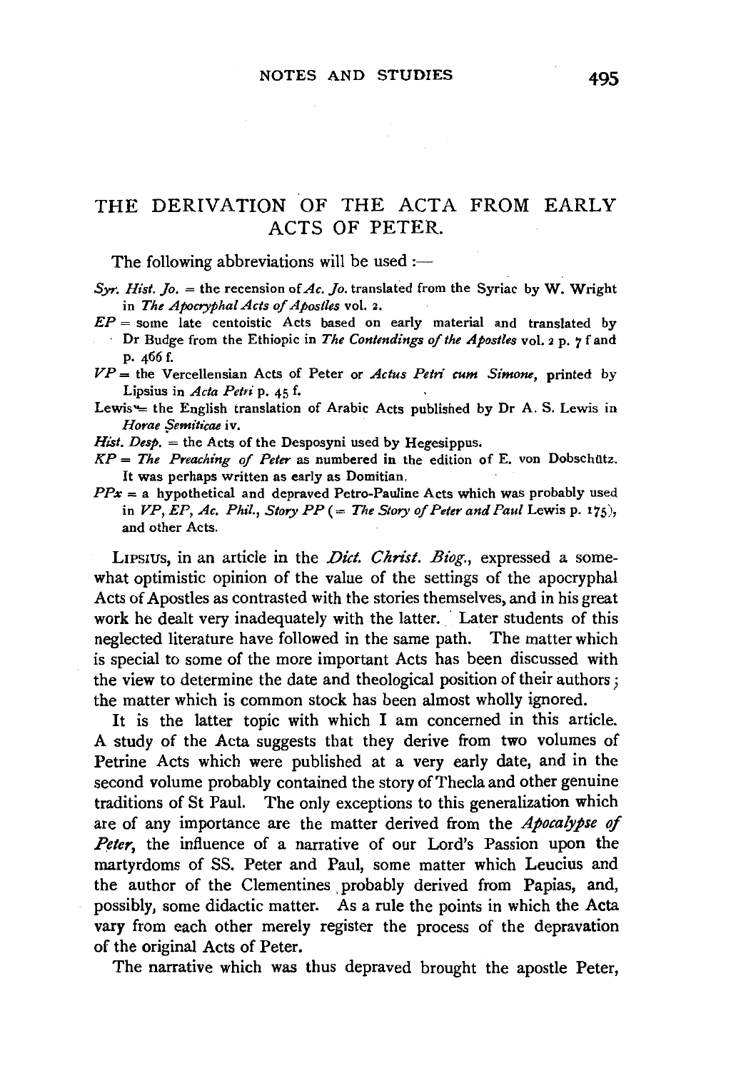# THE DERIVATION OF THE ACTA FROM EARLY ACTS OF PETER.

The following abbreviations will be used :—

*Syr. Hist. Jo.* = the recension of *Ac. Jo.* translated from the Syriac by W. Wright in *The Apocryphal Acts of Apostles* vol. 2.

*EP* = some late centoistic Acts based on early material and translated by Dr Budge from the Ethiopic in *The Contendings of the Apostles* vol. 2 p. 7 f and p. 466 f.

*VP* = the Vercellensian Acts of Peter or *Actus Petri cum Simone*, printed by Lipsius in *Acta Petri* p. 45 f.

Lewis = the English translation of Arabic Acts published by Dr A. S. Lewis in *Horae Semiticae* iv.

*Hist. Desp.* = the Acts of the Desposyni used by Hegesippus.

*KP* = *The Preaching of Peter* as numbered in the edition of E. von Dobschütz. It was perhaps written as early as Domitian.

*PPx* = a hypothetical and depraved Petro-Pauline Acts which was probably used in *VP*, *EP*, *Ac. Phil.*, *Story PP* (= *The Story of Peter and Paul* Lewis p. 175), and other Acts.

LIPSIUS, in an article in the *Dict. Christ. Biog.*, expressed a somewhat optimistic opinion of the value of the settings of the apocryphal Acts of Apostles as contrasted with the stories themselves, and in his great work he dealt very inadequately with the latter. Later students of this neglected literature have followed in the same path. The matter which is special to some of the more important Acts has been discussed with the view to determine the date and theological position of their authors; the matter which is common stock has been almost wholly ignored.

It is the latter topic with which I am concerned in this article. A study of the Acta suggests that they derive from two volumes of Petrine Acts which were published at a very early date, and in the second volume probably contained the story of Thecla and other genuine traditions of St Paul. The only exceptions to this generalization which are of any importance are the matter derived from the *Apocalypse of Peter*, the influence of a narrative of our Lord's Passion upon the martyrdoms of SS. Peter and Paul, some matter which Leucius and the author of the Clementines probably derived from Papias, and, possibly, some didactic matter. As a rule the points in which the Acta vary from each other merely register the process of the depravation of the original Acts of Peter.

The narrative which was thus depraved brought the apostle Peter,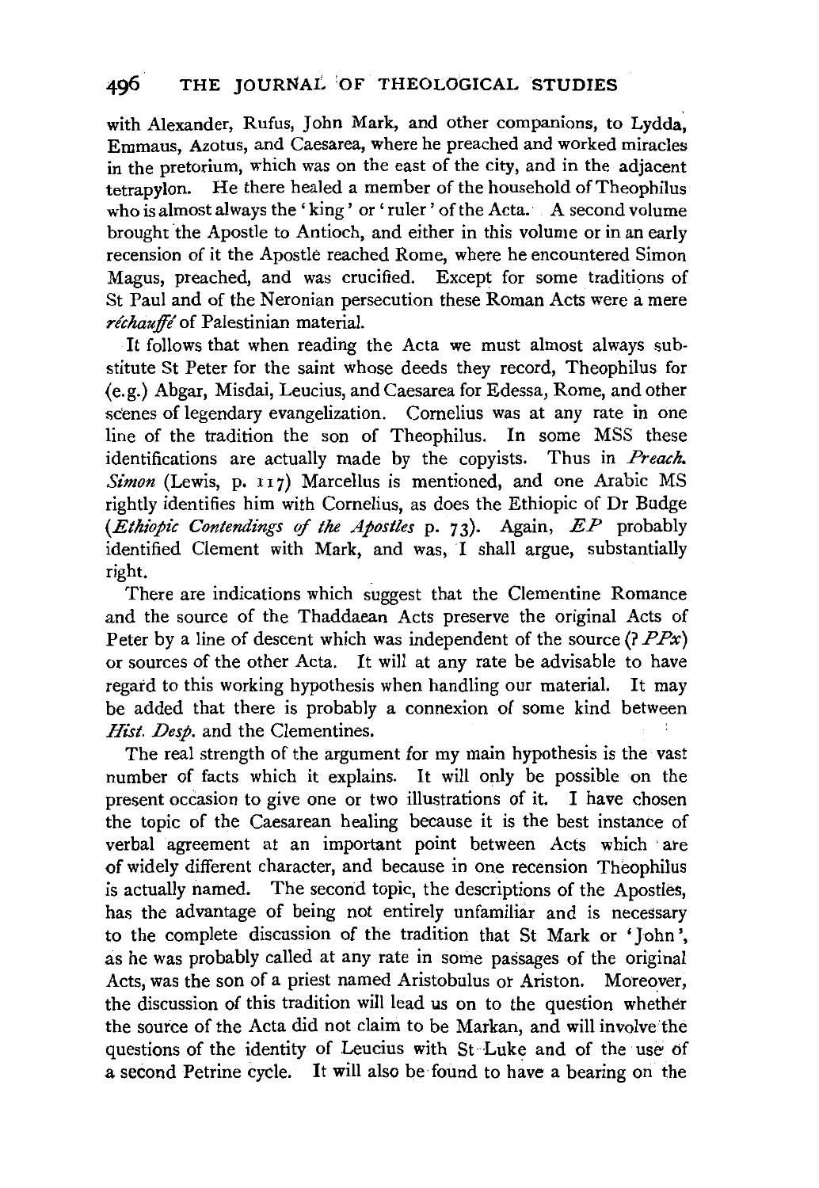with Alexander, Rufus, John Mark, and other companions, to Lydda, Emmaus, Azotus, and Caesarea, where he preached and worked miracles in the pretorium, which was on the east of the city, and in the adjacent tetrapylon. He there healed a member of the household of Theophilus who is almost always the 'king' or 'ruler' of the Acta. A second volume brought the Apostle to Antioch, and either in this volume or in an early recension of it the Apostle reached Rome, where he encountered Simon Magus, preached, and was crucified. Except for some traditions of St Paul and of the Neronian persecution these Roman Acts were a mere *réchauffé* of Palestinian material.

It follows that when reading the Acta we must almost always substitute St Peter for the saint whose deeds they record, Theophilus for (e.g.) Abgar, Misdai, Leucius, and Caesarea for Edessa, Rome, and other scenes of legendary evangelization. Cornelius was at any rate in one line of the tradition the son of Theophilus. In some MSS these identifications are actually made by the copyists. Thus in *Preach. Simon* (Lewis, p. 117) Marcellus is mentioned, and one Arabic MS rightly identifies him with Cornelius, as does the Ethiopic of Dr Budge (*Ethiopic Contendings of the Apostles* p. 73). Again, *EP* probably identified Clement with Mark, and was, I shall argue, substantially right.

There are indications which suggest that the Clementine Romance and the source of the Thaddaean Acts preserve the original Acts of Peter by a line of descent which was independent of the source (? *PPx*) or sources of the other Acta. It will at any rate be advisable to have regard to this working hypothesis when handling our material. It may be added that there is probably a connexion of some kind between *Hist. Desp.* and the Clementines.

The real strength of the argument for my main hypothesis is the vast number of facts which it explains. It will only be possible on the present occasion to give one or two illustrations of it. I have chosen the topic of the Caesarean healing because it is the best instance of verbal agreement at an important point between Acts which are of widely different character, and because in one recension Theophilus is actually named. The second topic, the descriptions of the Apostles, has the advantage of being not entirely unfamiliar and is necessary to the complete discussion of the tradition that St Mark or 'John', as he was probably called at any rate in some passages of the original Acts, was the son of a priest named Aristobulus or Ariston. Moreover, the discussion of this tradition will lead us on to the question whether the source of the Acta did not claim to be Markan, and will involve the questions of the identity of Leucius with St Luke and of the use of a second Petrine cycle. It will also be found to have a bearing on the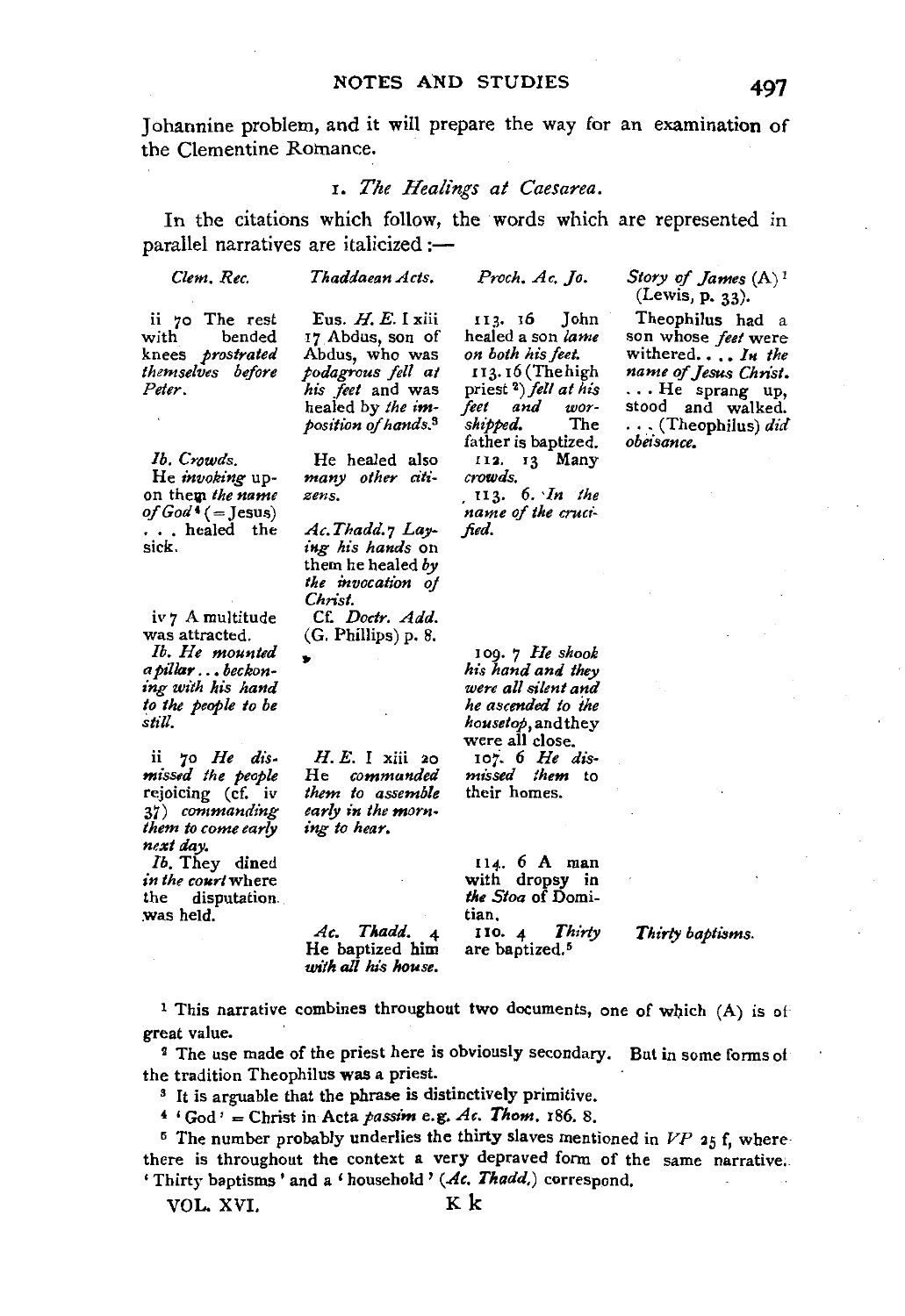Johannine problem, and it will prepare the way for an examination of the Clementine Romance.

### 1. *The Healings at Caesarea.*

In the citations which follow, the words which are represented in parallel narratives are italicized :—

| *Clem. Rec.* | *Thaddaean Acts.* | *Proch. Ac. Jo.* | *Story of James* (A)[1] (Lewis, p. 33). |
|---|---|---|---|
| ii 70 The rest with bended knees *prostrated themselves before Peter.* | Eus. *H. E.* I xiii 17 Abdus, son of Abdus, who was *podagrous fell at his feet* and was healed by *the imposition of hands.*[3] | 113. 16 John healed a son *lame on both his feet.* 113. 16 (The high priest[2]) *fell at his feet and worshipped.* The father is baptized. | Theophilus had a son whose *feet* were withered. . . . *In the name of Jesus Christ.* . . . He sprang up, stood and walked. . . . (Theophilus) *did obeisance.* |
| *Ib. Crowds.* He *invoking* upon them *the name of God*[4] (= Jesus) . . . healed the sick. | He healed also *many other citizens.* *Ac. Thadd.* 7 *Laying his hands* on them he healed *by the invocation of Christ.* Cf. *Doctr. Add.* (G. Phillips) p. 8. | 112. 13 Many *crowds.* 113. 6. *In the name of the crucified.* | |
| iv 7 A multitude was attracted. *Ib. He mounted a pillar . . . beckoning with his hand to the people to be still.* | | 109. 7 *He shook his hand and they were all silent and he ascended to the housetop*, and they were all close. | |
| ii 70 *He dismissed the people* rejoicing (cf. iv 37) *commanding them to come early next day.* | *H. E.* I xiii 20 He *commanded them to assemble early in the morning to hear.* | 107. 6 *He dismissed them* to their homes. | |
| *Ib.* They dined *in the court* where the disputation was held. | | 114. 6 A man with dropsy in *the Stoa* of Domitian. | |
| | *Ac. Thadd.* 4 He baptized him *with all his house.* | 110. 4 *Thirty* are baptized.[5] | *Thirty baptisms.* |

[1] This narrative combines throughout two documents, one of which (A) is of great value.

[2] The use made of the priest here is obviously secondary. But in some forms of the tradition Theophilus was a priest.

[3] It is arguable that the phrase is distinctively primitive.

[4] 'God' = Christ in Acta *passim* e.g. *Ac. Thom.* 186. 8.

[5] The number probably underlies the thirty slaves mentioned in *VP* 25 f, where there is throughout the context a very depraved form of the same narrative. 'Thirty baptisms' and a 'household' (*Ac. Thadd.*) correspond.

VOL. XVI. K k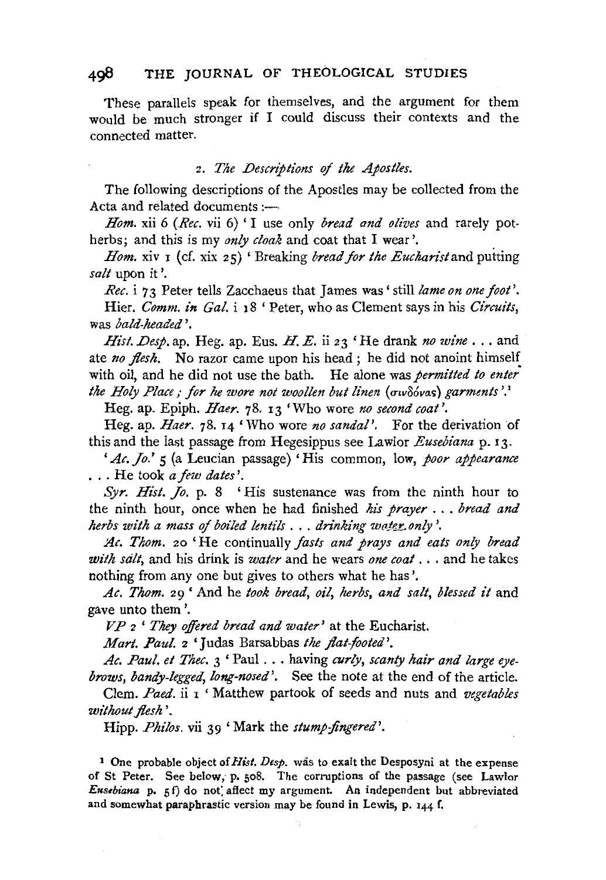These parallels speak for themselves, and the argument for them would be much stronger if I could discuss their contexts and the connected matter.

### 2. *The Descriptions of the Apostles.*

The following descriptions of the Apostles may be collected from the Acta and related documents :—

*Hom.* xii 6 (*Rec.* vii 6) 'I use only *bread and olives* and rarely pot-herbs; and this is my *only cloak* and coat that I wear'.

*Hom.* xiv 1 (cf. xix 25) 'Breaking *bread for the Eucharist* and putting *salt* upon it'.

*Rec.* i 73 Peter tells Zacchaeus that James was 'still *lame on one foot*'.

Hier. *Comm. in Gal.* i 18 'Peter, who as Clement says in his *Circuits*, was *bald-headed*'.

*Hist. Desp.* ap. Heg. ap. Eus. *H. E.* ii 23 'He drank *no wine* . . . and ate *no flesh*. No razor came upon his head; he did not anoint himself with oil, and he did not use the bath. He alone was *permitted to enter the Holy Place; for he wore not woollen but linen* (σινδόνας) *garments*'.[1]

Heg. ap. Epiph. *Haer.* 78. 13 'Who wore *no second coat*'.

Heg. ap. *Haer.* 78. 14 'Who wore *no sandal*'. For the derivation of this and the last passage from Hegesippus see Lawlor *Eusebiana* p. 13.

'*Ac. Jo.*' 5 (a Leucian passage) 'His common, low, *poor appearance* . . . He took *a few dates*'.

*Syr. Hist. Jo.* p. 8 'His sustenance was from the ninth hour to the ninth hour, once when he had finished *his prayer* . . . *bread and herbs with a mass of boiled lentils* . . . *drinking water only*'.

*Ac. Thom.* 20 'He continually *fasts and prays and eats only bread with salt*, and his drink is *water* and he wears *one coat* . . . and he takes nothing from any one but gives to others what he has'.

*Ac. Thom.* 29 'And he *took bread, oil, herbs, and salt, blessed it* and gave unto them'.

*VP* 2 '*They offered bread and water*' at the Eucharist.

*Mart. Paul.* 2 'Judas Barsabbas *the flat-footed*'.

*Ac. Paul. et Thec.* 3 'Paul . . . having *curly, scanty hair and large eye-brows, bandy-legged, long-nosed*'. See the note at the end of the article.

Clem. *Paed.* ii 1 'Matthew partook of seeds and nuts and *vegetables without flesh*'.

Hipp. *Philos.* vii 39 'Mark the *stump-fingered*'.

[1] One probable object of *Hist. Desp.* was to exalt the Desposyni at the expense of St Peter. See below, p. 508. The corruptions of the passage (see Lawlor *Eusebiana* p. 5 f) do not affect my argument. An independent but abbreviated and somewhat paraphrastic version may be found in Lewis, p. 144 f.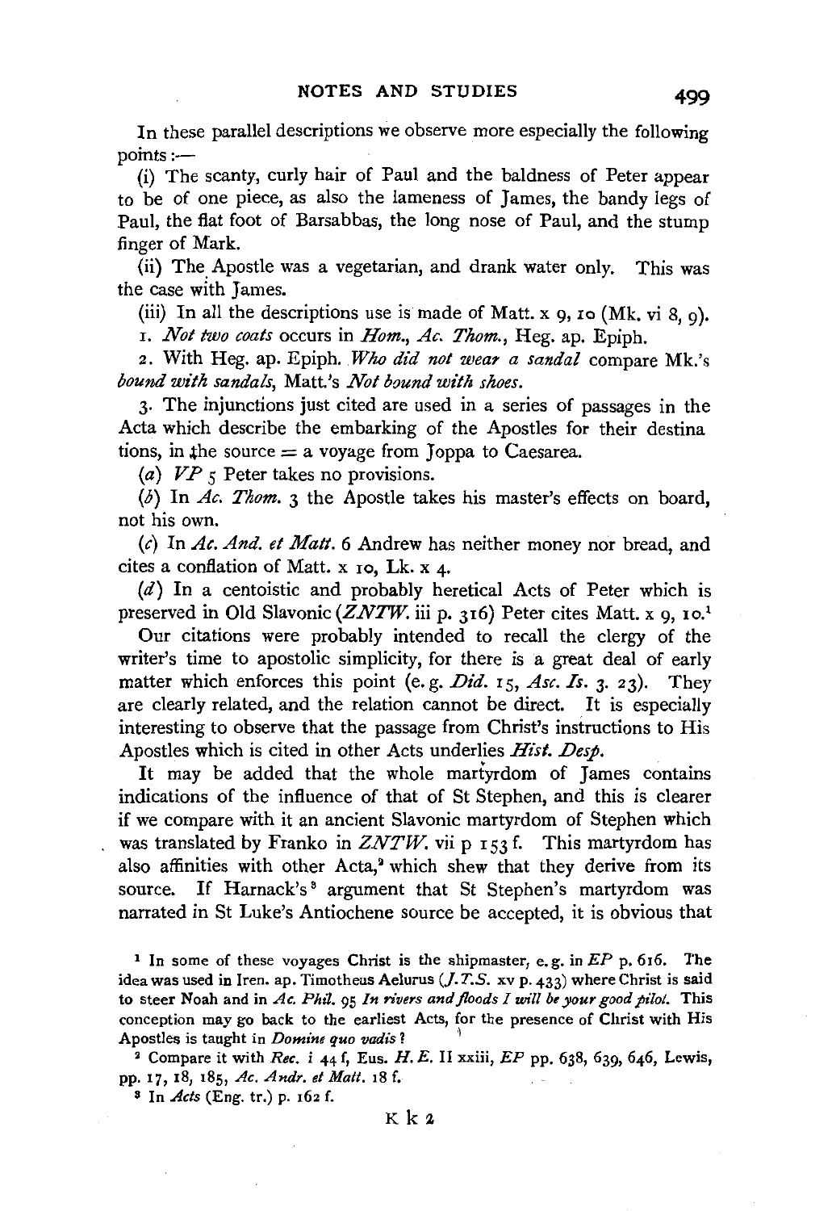In these parallel descriptions we observe more especially the following points :—

(i) The scanty, curly hair of Paul and the baldness of Peter appear to be of one piece, as also the lameness of James, the bandy legs of Paul, the flat foot of Barsabbas, the long nose of Paul, and the stump finger of Mark.

(ii) The Apostle was a vegetarian, and drank water only. This was the case with James.

(iii) In all the descriptions use is made of Matt. x 9, 10 (Mk. vi 8, 9).

1. *Not two coats* occurs in *Hom.*, *Ac. Thom.*, Heg. ap. Epiph.

2. With Heg. ap. Epiph. *Who did not wear a sandal* compare Mk.'s *bound with sandals*, Matt.'s *Not bound with shoes*.

3. The injunctions just cited are used in a series of passages in the Acta which describe the embarking of the Apostles for their destinations, in the source = a voyage from Joppa to Caesarea.

(*a*) *VP* 5 Peter takes no provisions.

(*b*) In *Ac. Thom.* 3 the Apostle takes his master's effects on board, not his own.

(*c*) In *Ac. And. et Matt.* 6 Andrew has neither money nor bread, and cites a conflation of Matt. x 10, Lk. x 4.

(*d*) In a centoistic and probably heretical Acts of Peter which is preserved in Old Slavonic (*ZNTW.* iii p. 316) Peter cites Matt. x 9, 10.[1]

Our citations were probably intended to recall the clergy of the writer's time to apostolic simplicity, for there is a great deal of early matter which enforces this point (e.g. *Did.* 15, *Asc. Is.* 3. 23). They are clearly related, and the relation cannot be direct. It is especially interesting to observe that the passage from Christ's instructions to His Apostles which is cited in other Acts underlies *Hist. Desp.*

It may be added that the whole martyrdom of James contains indications of the influence of that of St Stephen, and this is clearer if we compare with it an ancient Slavonic martyrdom of Stephen which was translated by Franko in *ZNTW.* vii p 153 f. This martyrdom has also affinities with other Acta,[2] which shew that they derive from its source. If Harnack's[3] argument that St Stephen's martyrdom was narrated in St Luke's Antiochene source be accepted, it is obvious that

[1] In some of these voyages Christ is the shipmaster, e.g. in *EP* p. 616. The idea was used in Iren. ap. Timotheus Aelurus (*J.T.S.* xv p. 433) where Christ is said to steer Noah and in *Ac. Phil.* 95 *In rivers and floods I will be your good pilot.* This conception may go back to the earliest Acts, for the presence of Christ with His Apostles is taught in *Domine quo vadis*?

[2] Compare it with *Rec.* i 44 f, Eus. *H.E.* II xxiii, *EP* pp. 638, 639, 646, Lewis, pp. 17, 18, 185, *Ac. Andr. et Matt.* 18 f.

[3] In *Acts* (Eng. tr.) p. 162 f.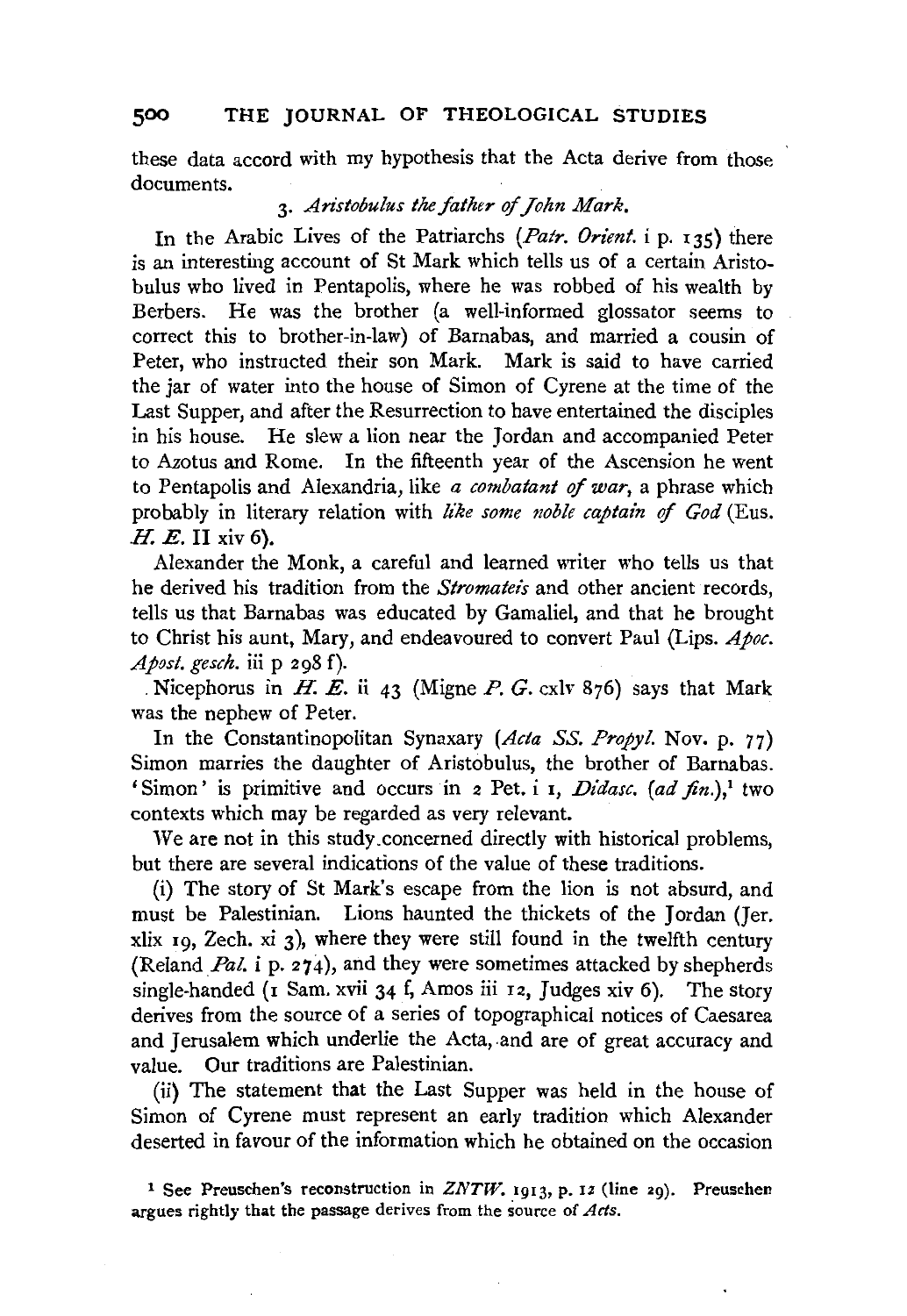these data accord with my hypothesis that the Acta derive from those documents.

### 3. *Aristobulus the father of John Mark.*

In the Arabic Lives of the Patriarchs (*Patr. Orient.* i p. 135) there is an interesting account of St Mark which tells us of a certain Aristobulus who lived in Pentapolis, where he was robbed of his wealth by Berbers. He was the brother (a well-informed glossator seems to correct this to brother-in-law) of Barnabas, and married a cousin of Peter, who instructed their son Mark. Mark is said to have carried the jar of water into the house of Simon of Cyrene at the time of the Last Supper, and after the Resurrection to have entertained the disciples in his house. He slew a lion near the Jordan and accompanied Peter to Azotus and Rome. In the fifteenth year of the Ascension he went to Pentapolis and Alexandria, like *a combatant of war*, a phrase which probably in literary relation with *like some noble captain of God* (Eus. *H. E.* II xiv 6).

Alexander the Monk, a careful and learned writer who tells us that he derived his tradition from the *Stromateis* and other ancient records, tells us that Barnabas was educated by Gamaliel, and that he brought to Christ his aunt, Mary, and endeavoured to convert Paul (Lips. *Apoc. Apost. gesch.* iii p 298 f).

Nicephorus in *H. E.* ii 43 (Migne *P. G.* cxlv 876) says that Mark was the nephew of Peter.

In the Constantinopolitan Synaxary (*Acta SS. Propyl.* Nov. p. 77) Simon marries the daughter of Aristobulus, the brother of Barnabas. 'Simon' is primitive and occurs in 2 Pet. i 1, *Didasc.* (*ad fin.*),[1] two contexts which may be regarded as very relevant.

We are not in this study concerned directly with historical problems, but there are several indications of the value of these traditions.

(i) The story of St Mark's escape from the lion is not absurd, and must be Palestinian. Lions haunted the thickets of the Jordan (Jer. xlix 19, Zech. xi 3), where they were still found in the twelfth century (Reland *Pal.* i p. 274), and they were sometimes attacked by shepherds single-handed (1 Sam. xvii 34 f, Amos iii 12, Judges xiv 6). The story derives from the source of a series of topographical notices of Caesarea and Jerusalem which underlie the Acta, and are of great accuracy and value. Our traditions are Palestinian.

(ii) The statement that the Last Supper was held in the house of Simon of Cyrene must represent an early tradition which Alexander deserted in favour of the information which he obtained on the occasion

[1] See Preuschen's reconstruction in *ZNTW.* 1913, p. 12 (line 29). Preuschen argues rightly that the passage derives from the source of *Acts.*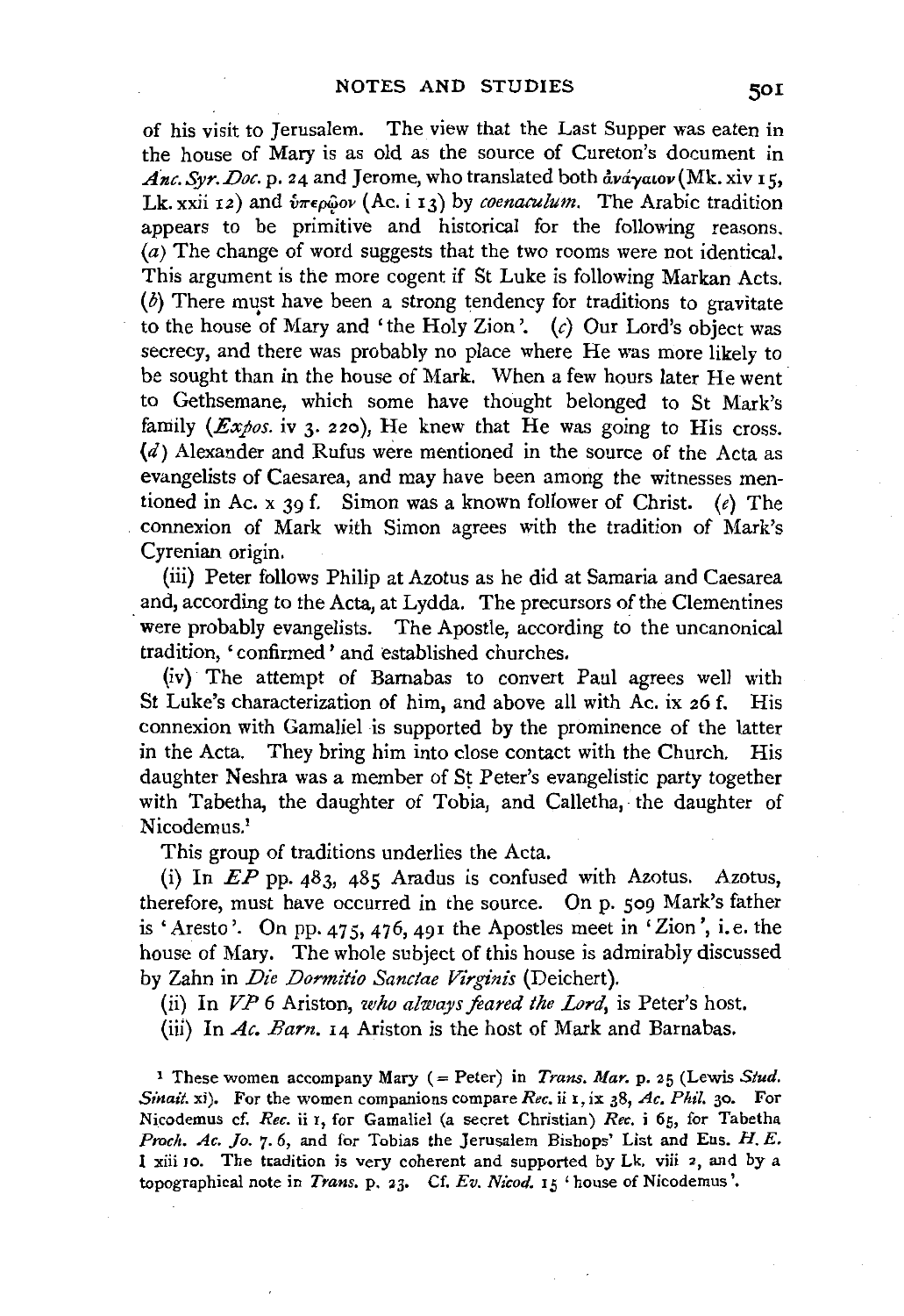of his visit to Jerusalem. The view that the Last Supper was eaten in the house of Mary is as old as the source of Cureton's document in *Anc. Syr. Doc.* p. 24 and Jerome, who translated both ἀνάγαιον (Mk. xiv 15, Lk. xxii 12) and ὑπερῷον (Ac. i 13) by *coenaculum*. The Arabic tradition appears to be primitive and historical for the following reasons. (*a*) The change of word suggests that the two rooms were not identical. This argument is the more cogent if St Luke is following Markan Acts. (*b*) There must have been a strong tendency for traditions to gravitate to the house of Mary and 'the Holy Zion'. (*c*) Our Lord's object was secrecy, and there was probably no place where He was more likely to be sought than in the house of Mark. When a few hours later He went to Gethsemane, which some have thought belonged to St Mark's family (*Expos.* iv 3. 220), He knew that He was going to His cross. (*d*) Alexander and Rufus were mentioned in the source of the Acta as evangelists of Caesarea, and may have been among the witnesses mentioned in Ac. x 39 f. Simon was a known follower of Christ. (*e*) The connexion of Mark with Simon agrees with the tradition of Mark's Cyrenian origin.

(iii) Peter follows Philip at Azotus as he did at Samaria and Caesarea and, according to the Acta, at Lydda. The precursors of the Clementines were probably evangelists. The Apostle, according to the uncanonical tradition, 'confirmed' and established churches.

(iv) The attempt of Barnabas to convert Paul agrees well with St Luke's characterization of him, and above all with Ac. ix 26 f. His connexion with Gamaliel is supported by the prominence of the latter in the Acta. They bring him into close contact with the Church. His daughter Neshra was a member of St Peter's evangelistic party together with Tabetha, the daughter of Tobia, and Calletha, the daughter of Nicodemus.[1]

This group of traditions underlies the Acta.

(i) In *EP* pp. 483, 485 Aradus is confused with Azotus. Azotus, therefore, must have occurred in the source. On p. 509 Mark's father is 'Aresto'. On pp. 475, 476, 491 the Apostles meet in 'Zion', i.e. the house of Mary. The whole subject of this house is admirably discussed by Zahn in *Die Dormitio Sanctae Virginis* (Deichert).

(ii) In *VP* 6 Ariston, *who always feared the Lord*, is Peter's host.

(iii) In *Ac. Barn.* 14 Ariston is the host of Mark and Barnabas.

[1] These women accompany Mary (= Peter) in *Trans. Mar.* p. 25 (Lewis *Stud. Sinait.* xi). For the women companions compare *Rec.* ii 1, ix 38, *Ac. Phil.* 30. For Nicodemus cf. *Rec.* ii 1, for Gamaliel (a secret Christian) *Rec.* i 65, for Tabetha *Proch. Ac. Jo.* 7. 6, and for Tobias the Jerusalem Bishops' List and Eus. *H. E.* I xiii 10. The tradition is very coherent and supported by Lk. viii 2, and by a topographical note in *Trans.* p. 23. Cf. *Ev. Nicod.* 15 'house of Nicodemus'.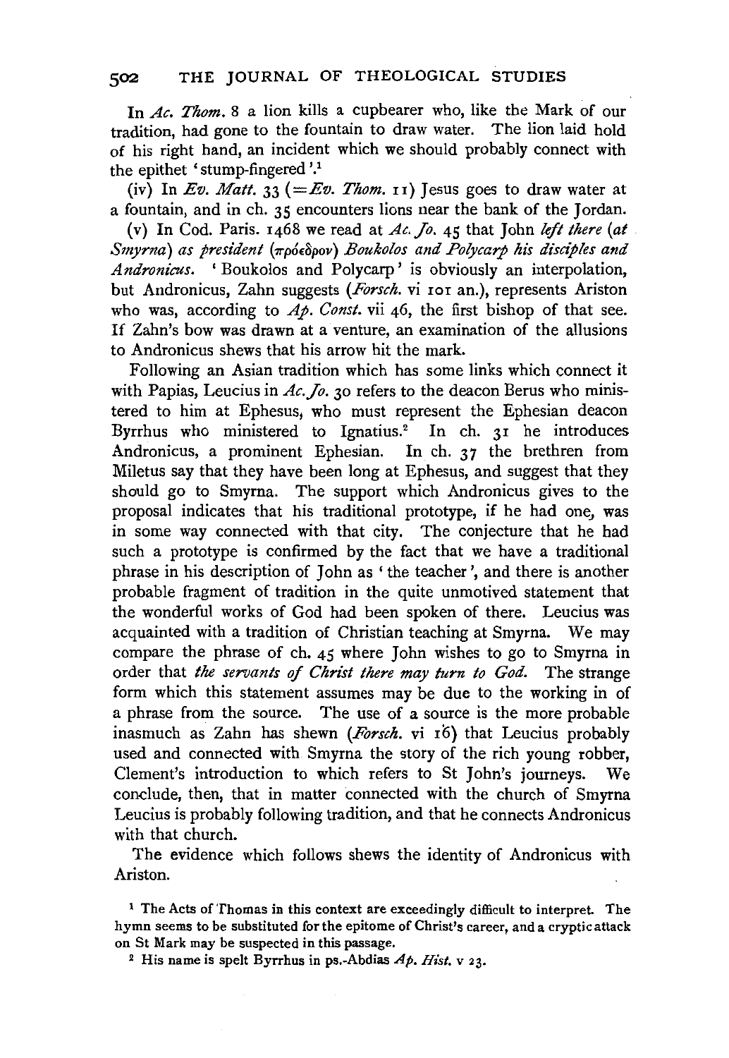In *Ac. Thom.* 8 a lion kills a cupbearer who, like the Mark of our tradition, had gone to the fountain to draw water. The lion laid hold of his right hand, an incident which we should probably connect with the epithet 'stump-fingered'.[1]

(iv) In *Ev. Matt.* 33 (=*Ev. Thom.* 11) Jesus goes to draw water at a fountain, and in ch. 35 encounters lions near the bank of the Jordan.

(v) In Cod. Paris. 1468 we read at *Ac. Jo.* 45 that John *left there* (*at Smyrna*) *as president* (προέδρον) *Boukolos and Polycarp his disciples and Andronicus.* 'Boukolos and Polycarp' is obviously an interpolation, but Andronicus, Zahn suggests (*Forsch.* vi 101 an.), represents Ariston who was, according to *Ap. Const.* vii 46, the first bishop of that see. If Zahn's bow was drawn at a venture, an examination of the allusions to Andronicus shews that his arrow hit the mark.

Following an Asian tradition which has some links which connect it with Papias, Leucius in *Ac. Jo.* 30 refers to the deacon Berus who ministered to him at Ephesus, who must represent the Ephesian deacon Byrrhus who ministered to Ignatius.[2] In ch. 31 he introduces Andronicus, a prominent Ephesian. In ch. 37 the brethren from Miletus say that they have been long at Ephesus, and suggest that they should go to Smyrna. The support which Andronicus gives to the proposal indicates that his traditional prototype, if he had one, was in some way connected with that city. The conjecture that he had such a prototype is confirmed by the fact that we have a traditional phrase in his description of John as 'the teacher', and there is another probable fragment of tradition in the quite unmotived statement that the wonderful works of God had been spoken of there. Leucius was acquainted with a tradition of Christian teaching at Smyrna. We may compare the phrase of ch. 45 where John wishes to go to Smyrna in order that *the servants of Christ there may turn to God.* The strange form which this statement assumes may be due to the working in of a phrase from the source. The use of a source is the more probable inasmuch as Zahn has shewn (*Forsch.* vi 16) that Leucius probably used and connected with Smyrna the story of the rich young robber, Clement's introduction to which refers to St John's journeys. We conclude, then, that in matter connected with the church of Smyrna Leucius is probably following tradition, and that he connects Andronicus with that church.

The evidence which follows shews the identity of Andronicus with Ariston.

[1] The Acts of Thomas in this context are exceedingly difficult to interpret. The hymn seems to be substituted for the epitome of Christ's career, and a cryptic attack on St Mark may be suspected in this passage.

[2] His name is spelt Byrrhus in ps.-Abdias *Ap. Hist.* v 23.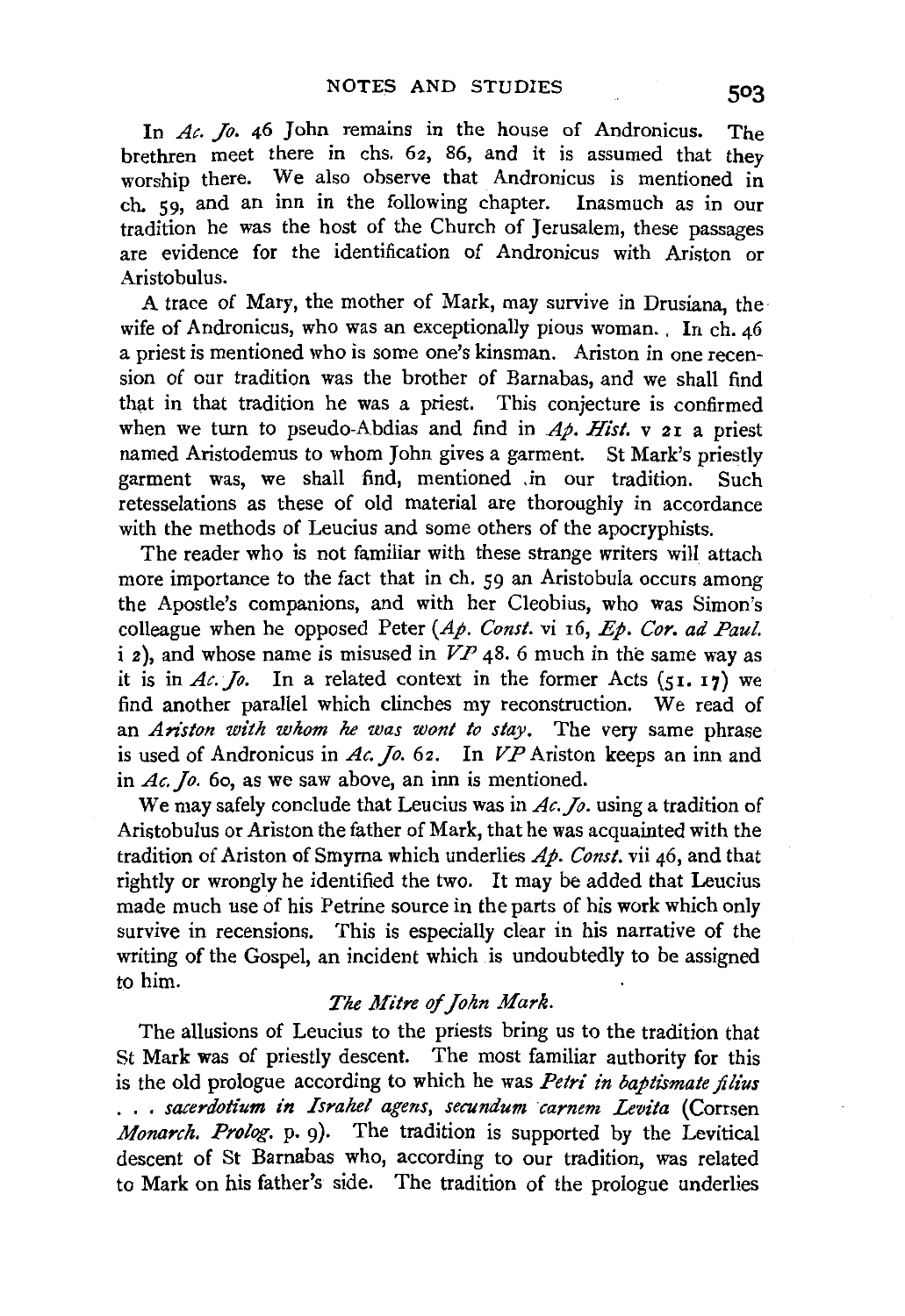In *Ac. Jo.* 46 John remains in the house of Andronicus. The brethren meet there in chs. 62, 86, and it is assumed that they worship there. We also observe that Andronicus is mentioned in ch. 59, and an inn in the following chapter. Inasmuch as in our tradition he was the host of the Church of Jerusalem, these passages are evidence for the identification of Andronicus with Ariston or Aristobulus.

A trace of Mary, the mother of Mark, may survive in Drusiana, the wife of Andronicus, who was an exceptionally pious woman. In ch. 46 a priest is mentioned who is some one's kinsman. Ariston in one recension of our tradition was the brother of Barnabas, and we shall find that in that tradition he was a priest. This conjecture is confirmed when we turn to pseudo-Abdias and find in *Ap. Hist.* v 21 a priest named Aristodemus to whom John gives a garment. St Mark's priestly garment was, we shall find, mentioned in our tradition. Such retesselations as these of old material are thoroughly in accordance with the methods of Leucius and some others of the apocryphists.

The reader who is not familiar with these strange writers will attach more importance to the fact that in ch. 59 an Aristobula occurs among the Apostle's companions, and with her Cleobius, who was Simon's colleague when he opposed Peter (*Ap. Const.* vi 16, *Ep. Cor. ad Paul.* i 2), and whose name is misused in *VP* 48. 6 much in the same way as it is in *Ac. Jo.* In a related context in the former Acts (51. 17) we find another parallel which clinches my reconstruction. We read of an *Ariston with whom he was wont to stay.* The very same phrase is used of Andronicus in *Ac. Jo.* 62. In *VP* Ariston keeps an inn and in *Ac. Jo.* 60, as we saw above, an inn is mentioned.

We may safely conclude that Leucius was in *Ac. Jo.* using a tradition of Aristobulus or Ariston the father of Mark, that he was acquainted with the tradition of Ariston of Smyrna which underlies *Ap. Const.* vii 46, and that rightly or wrongly he identified the two. It may be added that Leucius made much use of his Petrine source in the parts of his work which only survive in recensions. This is especially clear in his narrative of the writing of the Gospel, an incident which is undoubtedly to be assigned to him.

### *The Mitre of John Mark.*

The allusions of Leucius to the priests bring us to the tradition that St Mark was of priestly descent. The most familiar authority for this is the old prologue according to which he was *Petri in baptismate filius . . . sacerdotium in Israhel agens, secundum carnem Levita* (Corrsen *Monarch. Prolog.* p. 9). The tradition is supported by the Levitical descent of St Barnabas who, according to our tradition, was related to Mark on his father's side. The tradition of the prologue underlies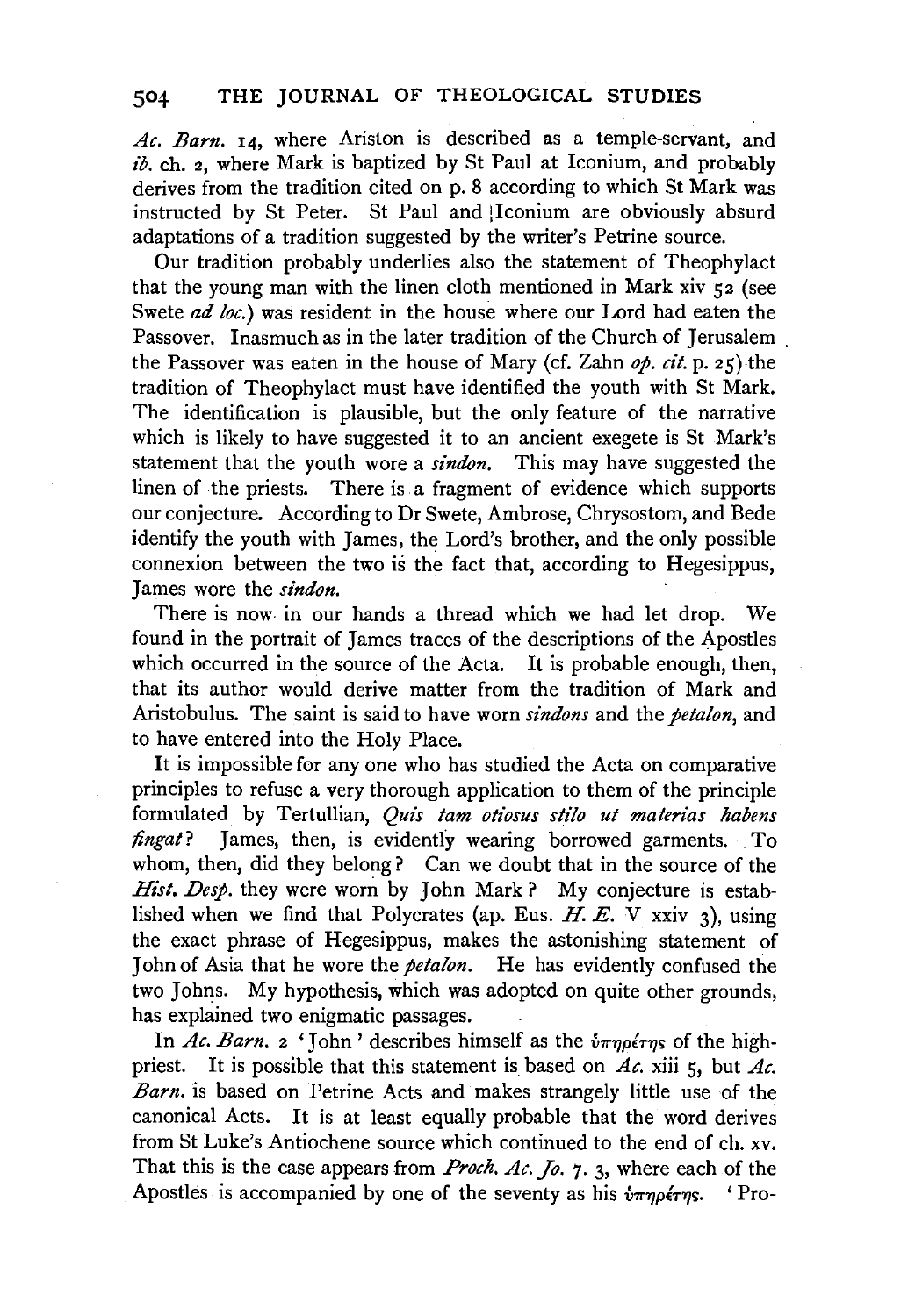*Ac. Barn.* 14, where Ariston is described as a temple-servant, and *ib.* ch. 2, where Mark is baptized by St Paul at Iconium, and probably derives from the tradition cited on p. 8 according to which St Mark was instructed by St Peter. St Paul and Iconium are obviously absurd adaptations of a tradition suggested by the writer's Petrine source.

Our tradition probably underlies also the statement of Theophylact that the young man with the linen cloth mentioned in Mark xiv 52 (see Swete *ad loc.*) was resident in the house where our Lord had eaten the Passover. Inasmuch as in the later tradition of the Church of Jerusalem the Passover was eaten in the house of Mary (cf. Zahn *op. cit.* p. 25) the tradition of Theophylact must have identified the youth with St Mark. The identification is plausible, but the only feature of the narrative which is likely to have suggested it to an ancient exegete is St Mark's statement that the youth wore a *sindon*. This may have suggested the linen of the priests. There is a fragment of evidence which supports our conjecture. According to Dr Swete, Ambrose, Chrysostom, and Bede identify the youth with James, the Lord's brother, and the only possible connexion between the two is the fact that, according to Hegesippus, James wore the *sindon*.

There is now in our hands a thread which we had let drop. We found in the portrait of James traces of the descriptions of the Apostles which occurred in the source of the Acta. It is probable enough, then, that its author would derive matter from the tradition of Mark and Aristobulus. The saint is said to have worn *sindons* and the *petalon*, and to have entered into the Holy Place.

It is impossible for any one who has studied the Acta on comparative principles to refuse a very thorough application to them of the principle formulated by Tertullian, *Quis tam otiosus stilo ut materias habens fingat?* James, then, is evidently wearing borrowed garments. To whom, then, did they belong? Can we doubt that in the source of the *Hist. Desp.* they were worn by John Mark? My conjecture is established when we find that Polycrates (ap. Eus. *H. E.* V xxiv 3), using the exact phrase of Hegesippus, makes the astonishing statement of John of Asia that he wore the *petalon*. He has evidently confused the two Johns. My hypothesis, which was adopted on quite other grounds, has explained two enigmatic passages.

In *Ac. Barn.* 2 'John' describes himself as the ὑπηρέτης of the high-priest. It is possible that this statement is based on *Ac.* xiii 5, but *Ac. Barn.* is based on Petrine Acts and makes strangely little use of the canonical Acts. It is at least equally probable that the word derives from St Luke's Antiochene source which continued to the end of ch. xv. That this is the case appears from *Proch. Ac. Jo.* 7. 3, where each of the Apostles is accompanied by one of the seventy as his ὑπηρέτης. 'Pro-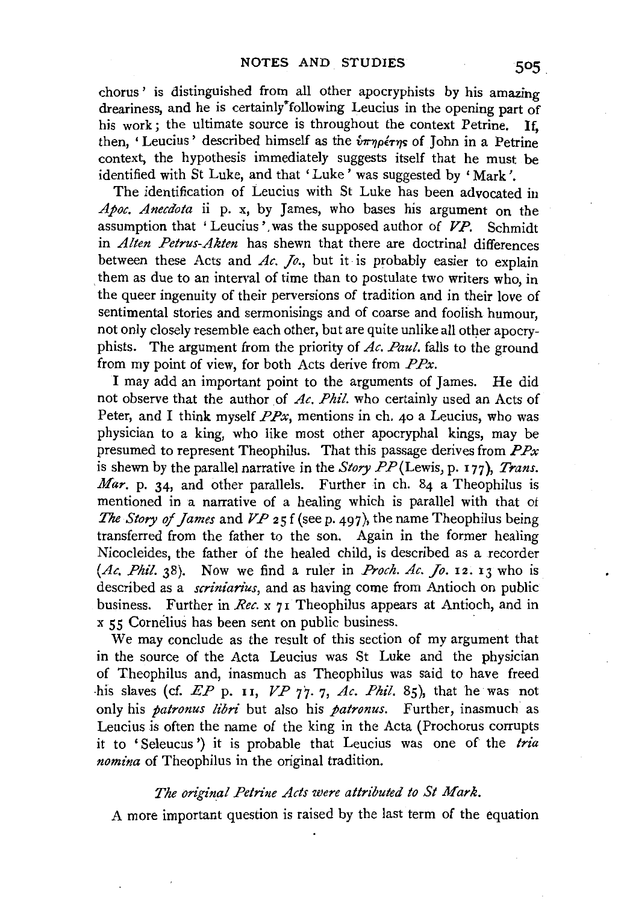chorus' is distinguished from all other apocryphists by his amazing dreariness, and he is certainly following Leucius in the opening part of his work; the ultimate source is throughout the context Petrine. If, then, 'Leucius' described himself as the ὑπηρέτης of John in a Petrine context, the hypothesis immediately suggests itself that he must be identified with St Luke, and that 'Luke' was suggested by 'Mark'.

The identification of Leucius with St Luke has been advocated in *Apoc. Anecdota* ii p. x, by James, who bases his argument on the assumption that 'Leucius' was the supposed author of *VP*. Schmidt in *Alten Petrus-Akten* has shewn that there are doctrinal differences between these Acts and *Ac. Jo.*, but it is probably easier to explain them as due to an interval of time than to postulate two writers who, in the queer ingenuity of their perversions of tradition and in their love of sentimental stories and sermonisings and of coarse and foolish humour, not only closely resemble each other, but are quite unlike all other apocryphists. The argument from the priority of *Ac. Paul.* falls to the ground from my point of view, for both Acts derive from *PPx*.

I may add an important point to the arguments of James. He did not observe that the author of *Ac. Phil.* who certainly used an Acts of Peter, and I think myself *PPx*, mentions in ch. 40 a Leucius, who was physician to a king, who like most other apocryphal kings, may be presumed to represent Theophilus. That this passage derives from *PPx* is shewn by the parallel narrative in the *Story PP* (Lewis, p. 177), *Trans. Mar.* p. 34, and other parallels. Further in ch. 84 a Theophilus is mentioned in a narrative of a healing which is parallel with that of *The Story of James* and *VP* 25 f (see p. 497), the name Theophilus being transferred from the father to the son. Again in the former healing Nicocleides, the father of the healed child, is described as a recorder (*Ac. Phil.* 38). Now we find a ruler in *Proch. Ac. Jo.* 12. 13 who is described as a *scriniarius*, and as having come from Antioch on public business. Further in *Rec.* x 71 Theophilus appears at Antioch, and in x 55 Cornelius has been sent on public business.

We may conclude as the result of this section of my argument that in the source of the Acta Leucius was St Luke and the physician of Theophilus and, inasmuch as Theophilus was said to have freed his slaves (cf. *EP* p. 11, *VP* 77. 7, *Ac. Phil.* 85), that he was not only his *patronus libri* but also his *patronus*. Further, inasmuch as Leucius is often the name of the king in the Acta (Prochorus corrupts it to 'Seleucus') it is probable that Leucius was one of the *tria nomina* of Theophilus in the original tradition.

*The original Petrine Acts were attributed to St Mark.*

A more important question is raised by the last term of the equation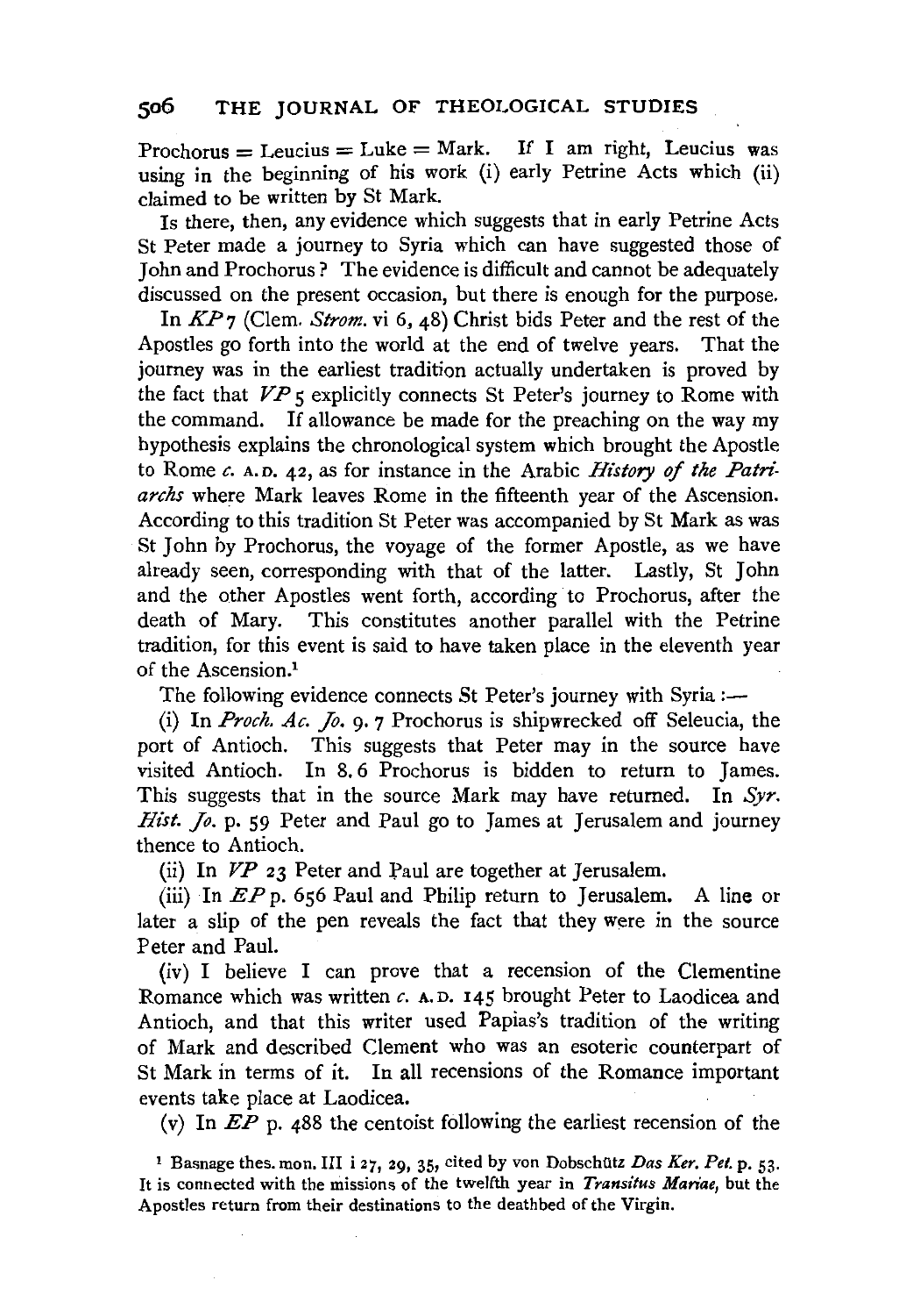Prochorus = Leucius = Luke = Mark. If I am right, Leucius was using in the beginning of his work (i) early Petrine Acts which (ii) claimed to be written by St Mark.

Is there, then, any evidence which suggests that in early Petrine Acts St Peter made a journey to Syria which can have suggested those of John and Prochorus? The evidence is difficult and cannot be adequately discussed on the present occasion, but there is enough for the purpose.

In *KP* 7 (Clem. *Strom.* vi 6, 48) Christ bids Peter and the rest of the Apostles go forth into the world at the end of twelve years. That the journey was in the earliest tradition actually undertaken is proved by the fact that *VP* 5 explicitly connects St Peter's journey to Rome with the command. If allowance be made for the preaching on the way my hypothesis explains the chronological system which brought the Apostle to Rome *c.* A.D. 42, as for instance in the Arabic *History of the Patriarchs* where Mark leaves Rome in the fifteenth year of the Ascension. According to this tradition St Peter was accompanied by St Mark as was St John by Prochorus, the voyage of the former Apostle, as we have already seen, corresponding with that of the latter. Lastly, St John and the other Apostles went forth, according to Prochorus, after the death of Mary. This constitutes another parallel with the Petrine tradition, for this event is said to have taken place in the eleventh year of the Ascension.[1]

The following evidence connects St Peter's journey with Syria:—

(i) In *Proch. Ac. Jo.* 9. 7 Prochorus is shipwrecked off Seleucia, the port of Antioch. This suggests that Peter may in the source have visited Antioch. In 8. 6 Prochorus is bidden to return to James. This suggests that in the source Mark may have returned. In *Syr. Hist. Jo.* p. 59 Peter and Paul go to James at Jerusalem and journey thence to Antioch.

(ii) In *VP* 23 Peter and Paul are together at Jerusalem.

(iii) In *EP* p. 656 Paul and Philip return to Jerusalem. A line or later a slip of the pen reveals the fact that they were in the source Peter and Paul.

(iv) I believe I can prove that a recension of the Clementine Romance which was written *c.* A.D. 145 brought Peter to Laodicea and Antioch, and that this writer used Papias's tradition of the writing of Mark and described Clement who was an esoteric counterpart of St Mark in terms of it. In all recensions of the Romance important events take place at Laodicea.

(v) In *EP* p. 488 the centoist following the earliest recension of the

[1] Basnage thes. mon. III i 27, 29, 35, cited by von Dobschütz *Das Ker. Pet.* p. 53. It is connected with the missions of the twelfth year in *Transitus Mariae*, but the Apostles return from their destinations to the deathbed of the Virgin.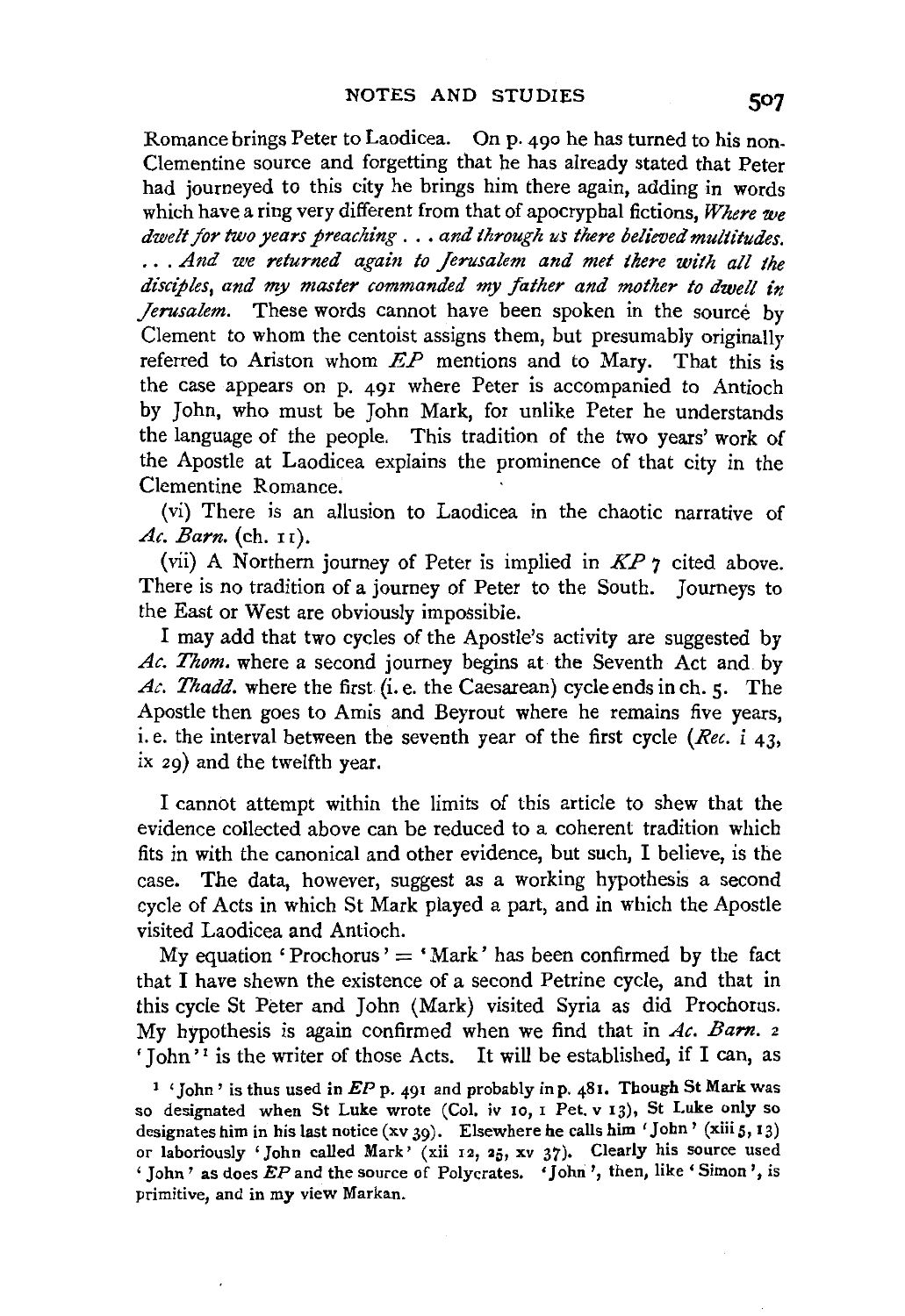Romance brings Peter to Laodicea. On p. 490 he has turned to his non-Clementine source and forgetting that he has already stated that Peter had journeyed to this city he brings him there again, adding in words which have a ring very different from that of apocryphal fictions, *Where we dwelt for two years preaching . . . and through us there believed multitudes. . . . And we returned again to Jerusalem and met there with all the disciples, and my master commanded my father and mother to dwell in Jerusalem.* These words cannot have been spoken in the source by Clement to whom the centoist assigns them, but presumably originally referred to Ariston whom *EP* mentions and to Mary. That this is the case appears on p. 491 where Peter is accompanied to Antioch by John, who must be John Mark, for unlike Peter he understands the language of the people. This tradition of the two years' work of the Apostle at Laodicea explains the prominence of that city in the Clementine Romance.

(vi) There is an allusion to Laodicea in the chaotic narrative of *Ac. Barn.* (ch. 11).

(vii) A Northern journey of Peter is implied in *KP* 7 cited above. There is no tradition of a journey of Peter to the South. Journeys to the East or West are obviously impossible.

I may add that two cycles of the Apostle's activity are suggested by *Ac. Thom.* where a second journey begins at the Seventh Act and by *Ac. Thadd.* where the first (i. e. the Caesarean) cycle ends in ch. 5. The Apostle then goes to Amis and Beyrout where he remains five years, i. e. the interval between the seventh year of the first cycle (*Rec.* i 43, ix 29) and the twelfth year.

I cannot attempt within the limits of this article to shew that the evidence collected above can be reduced to a coherent tradition which fits in with the canonical and other evidence, but such, I believe, is the case. The data, however, suggest as a working hypothesis a second cycle of Acts in which St Mark played a part, and in which the Apostle visited Laodicea and Antioch.

My equation 'Prochorus' = 'Mark' has been confirmed by the fact that I have shewn the existence of a second Petrine cycle, and that in this cycle St Peter and John (Mark) visited Syria as did Prochorus. My hypothesis is again confirmed when we find that in *Ac. Barn.* 2 'John'[1] is the writer of those Acts. It will be established, if I can, as

[1] 'John' is thus used in *EP* p. 491 and probably in p. 481. Though St Mark was so designated when St Luke wrote (Col. iv 10, 1 Pet. v 13), St Luke only so designates him in his last notice (xv 39). Elsewhere he calls him 'John' (xiii 5, 13) or laboriously 'John called Mark' (xii 12, 25, xv 37). Clearly his source used 'John' as does *EP* and the source of Polycrates. 'John', then, like 'Simon', is primitive, and in my view Markan.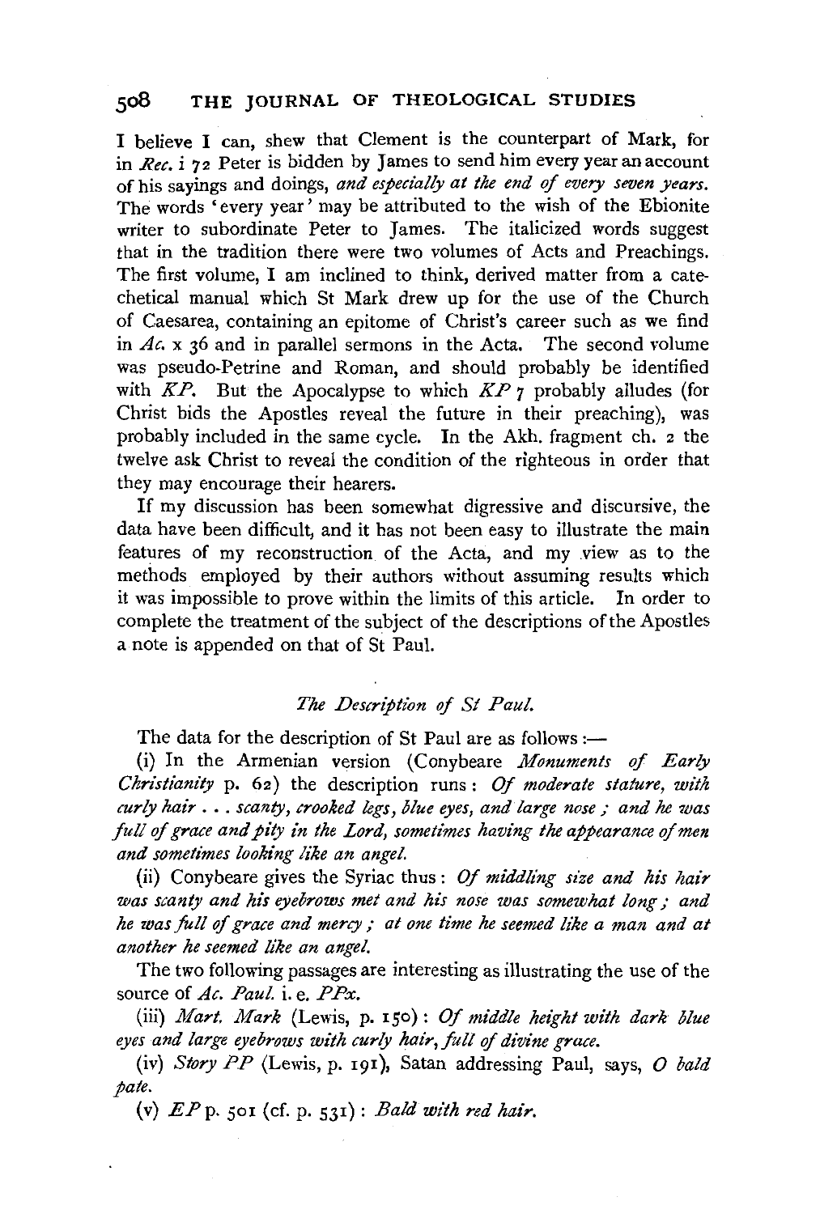I believe I can, shew that Clement is the counterpart of Mark, for in *Rec.* i 72 Peter is bidden by James to send him every year an account of his sayings and doings, *and especially at the end of every seven years.* The words 'every year' may be attributed to the wish of the Ebionite writer to subordinate Peter to James. The italicized words suggest that in the tradition there were two volumes of Acts and Preachings. The first volume, I am inclined to think, derived matter from a catechetical manual which St Mark drew up for the use of the Church of Caesarea, containing an epitome of Christ's career such as we find in *Ac.* x 36 and in parallel sermons in the Acta. The second volume was pseudo-Petrine and Roman, and should probably be identified with *KP*. But the Apocalypse to which *KP* 7 probably alludes (for Christ bids the Apostles reveal the future in their preaching), was probably included in the same cycle. In the Akh. fragment ch. 2 the twelve ask Christ to reveal the condition of the righteous in order that they may encourage their hearers.

If my discussion has been somewhat digressive and discursive, the data have been difficult, and it has not been easy to illustrate the main features of my reconstruction of the Acta, and my view as to the methods employed by their authors without assuming results which it was impossible to prove within the limits of this article. In order to complete the treatment of the subject of the descriptions of the Apostles a note is appended on that of St Paul.

### *The Description of St Paul.*

The data for the description of St Paul are as follows :—

(i) In the Armenian version (Conybeare *Monuments of Early Christianity* p. 62) the description runs : *Of moderate stature, with curly hair . . . scanty, crooked legs, blue eyes, and large nose ; and he was full of grace and pity in the Lord, sometimes having the appearance of men and sometimes looking like an angel.*

(ii) Conybeare gives the Syriac thus : *Of middling size and his hair was scanty and his eyebrows met and his nose was somewhat long ; and he was full of grace and mercy ; at one time he seemed like a man and at another he seemed like an angel.*

The two following passages are interesting as illustrating the use of the source of *Ac. Paul.* i. e. *PPx.*

(iii) *Mart. Mark* (Lewis, p. 150) : *Of middle height with dark blue eyes and large eyebrows with curly hair, full of divine grace.*

(iv) *Story PP* (Lewis, p. 191), Satan addressing Paul, says, *O bald pate.*

(v) *EP* p. 501 (cf. p. 531) : *Bald with red hair.*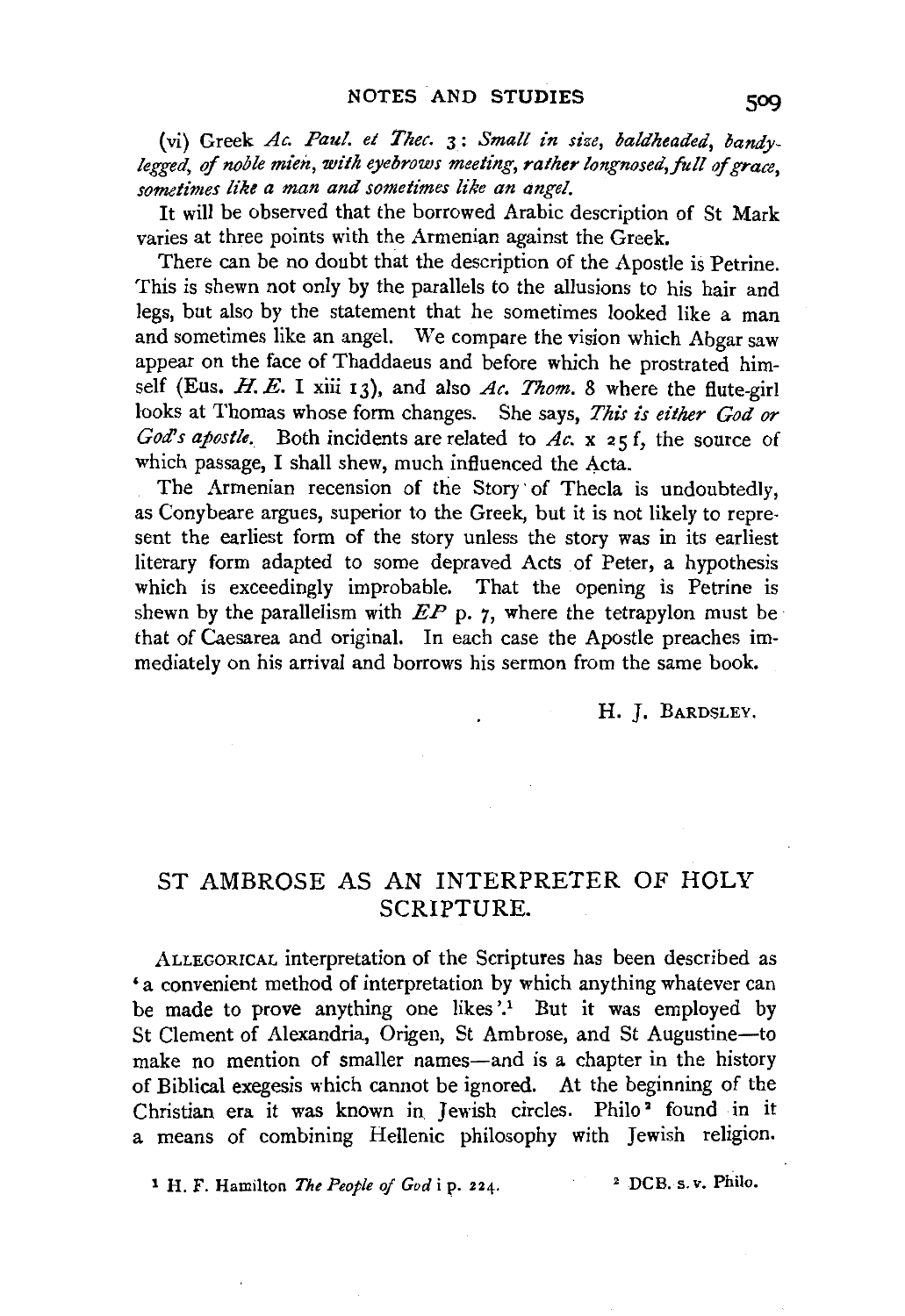(vi) Greek *Ac. Paul. et Thec.* 3: *Small in size, baldheaded, bandy-legged, of noble mien, with eyebrows meeting, rather longnosed, full of grace, sometimes like a man and sometimes like an angel.*

It will be observed that the borrowed Arabic description of St Mark varies at three points with the Armenian against the Greek.

There can be no doubt that the description of the Apostle is Petrine. This is shewn not only by the parallels to the allusions to his hair and legs, but also by the statement that he sometimes looked like a man and sometimes like an angel. We compare the vision which Abgar saw appear on the face of Thaddaeus and before which he prostrated himself (Eus. *H.E.* I xiii 13), and also *Ac. Thom.* 8 where the flute-girl looks at Thomas whose form changes. She says, *This is either God or God's apostle.* Both incidents are related to *Ac.* x 25 f, the source of which passage, I shall shew, much influenced the Acta.

The Armenian recension of the Story of Thecla is undoubtedly, as Conybeare argues, superior to the Greek, but it is not likely to represent the earliest form of the story unless the story was in its earliest literary form adapted to some depraved Acts of Peter, a hypothesis which is exceedingly improbable. That the opening is Petrine is shewn by the parallelism with *EP* p. 7, where the tetrapylon must be that of Caesarea and original. In each case the Apostle preaches immediately on his arrival and borrows his sermon from the same book.

H. J. Bardsley.

## ST AMBROSE AS AN INTERPRETER OF HOLY SCRIPTURE.

Allegorical interpretation of the Scriptures has been described as 'a convenient method of interpretation by which anything whatever can be made to prove anything one likes'.[1] But it was employed by St Clement of Alexandria, Origen, St Ambrose, and St Augustine—to make no mention of smaller names—and is a chapter in the history of Biblical exegesis which cannot be ignored. At the beginning of the Christian era it was known in Jewish circles. Philo[2] found in it a means of combining Hellenic philosophy with Jewish religion.

[1] H. F. Hamilton *The People of God* i p. 224.

[2] DCB. s. v. Philo.